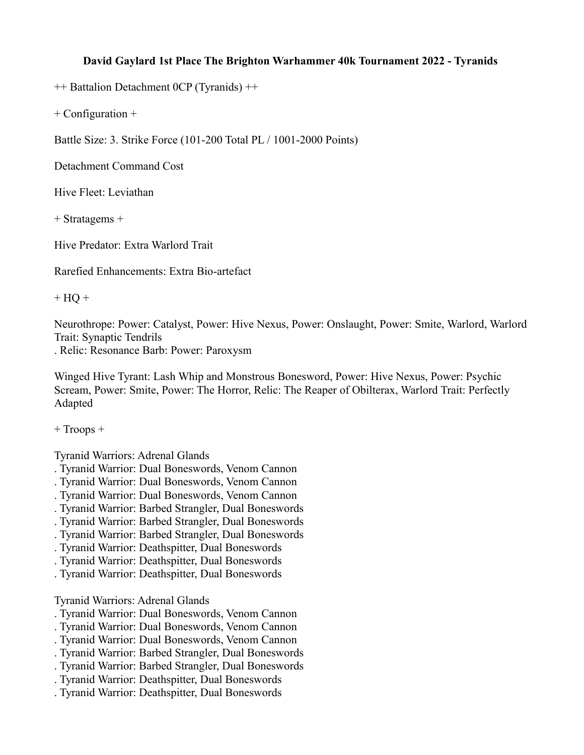**David Gaylard 1st Place The Brighton Warhammer 40k Tournament 2022 - Tyranids**

++ Battalion Detachment 0CP (Tyranids) ++

+ Configuration +

Battle Size: 3. Strike Force (101-200 Total PL / 1001-2000 Points)

Detachment Command Cost

Hive Fleet: Leviathan

+ Stratagems +

Hive Predator: Extra Warlord Trait

Rarefied Enhancements: Extra Bio-artefact

+ HQ +

Neurothrope: Power: Catalyst, Power: Hive Nexus, Power: Onslaught, Power: Smite, Warlord, Warlord Trait: Synaptic Tendrils
. Relic: Resonance Barb: Power: Paroxysm

Winged Hive Tyrant: Lash Whip and Monstrous Bonesword, Power: Hive Nexus, Power: Psychic Scream, Power: Smite, Power: The Horror, Relic: The Reaper of Obilterax, Warlord Trait: Perfectly Adapted

+ Troops +

Tyranid Warriors: Adrenal Glands
. Tyranid Warrior: Dual Boneswords, Venom Cannon
. Tyranid Warrior: Dual Boneswords, Venom Cannon
. Tyranid Warrior: Dual Boneswords, Venom Cannon
. Tyranid Warrior: Barbed Strangler, Dual Boneswords
. Tyranid Warrior: Barbed Strangler, Dual Boneswords
. Tyranid Warrior: Barbed Strangler, Dual Boneswords
. Tyranid Warrior: Deathspitter, Dual Boneswords
. Tyranid Warrior: Deathspitter, Dual Boneswords
. Tyranid Warrior: Deathspitter, Dual Boneswords

Tyranid Warriors: Adrenal Glands
. Tyranid Warrior: Dual Boneswords, Venom Cannon
. Tyranid Warrior: Dual Boneswords, Venom Cannon
. Tyranid Warrior: Dual Boneswords, Venom Cannon
. Tyranid Warrior: Barbed Strangler, Dual Boneswords
. Tyranid Warrior: Barbed Strangler, Dual Boneswords
. Tyranid Warrior: Deathspitter, Dual Boneswords
. Tyranid Warrior: Deathspitter, Dual Boneswords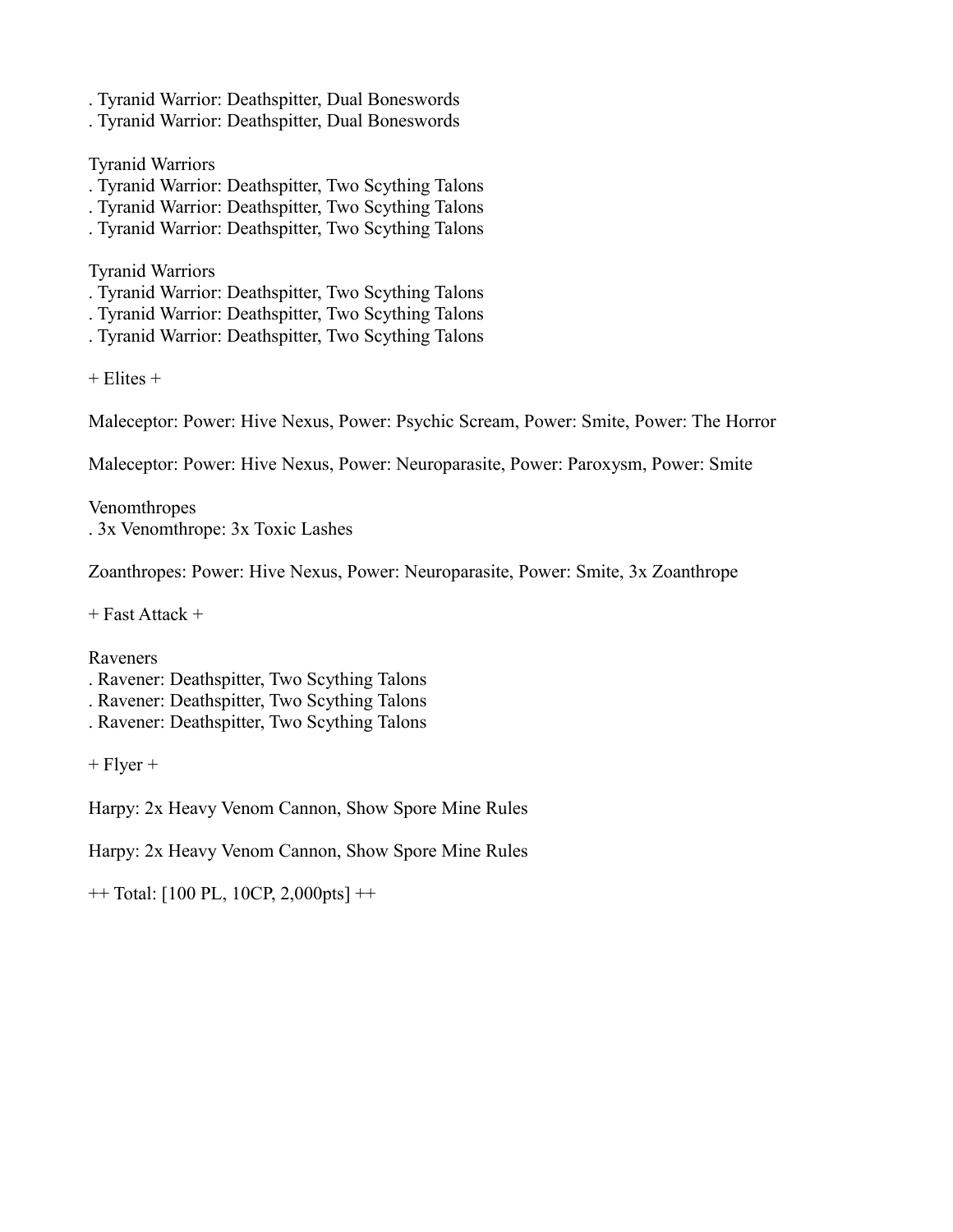. Tyranid Warrior: Deathspitter, Dual Boneswords
. Tyranid Warrior: Deathspitter, Dual Boneswords

Tyranid Warriors
. Tyranid Warrior: Deathspitter, Two Scything Talons
. Tyranid Warrior: Deathspitter, Two Scything Talons
. Tyranid Warrior: Deathspitter, Two Scything Talons

Tyranid Warriors
. Tyranid Warrior: Deathspitter, Two Scything Talons
. Tyranid Warrior: Deathspitter, Two Scything Talons
. Tyranid Warrior: Deathspitter, Two Scything Talons

+ Elites +

Maleceptor: Power: Hive Nexus, Power: Psychic Scream, Power: Smite, Power: The Horror

Maleceptor: Power: Hive Nexus, Power: Neuroparasite, Power: Paroxysm, Power: Smite

Venomthropes
. 3x Venomthrope: 3x Toxic Lashes

Zoanthropes: Power: Hive Nexus, Power: Neuroparasite, Power: Smite, 3x Zoanthrope

+ Fast Attack +

Raveners
. Ravener: Deathspitter, Two Scything Talons
. Ravener: Deathspitter, Two Scything Talons
. Ravener: Deathspitter, Two Scything Talons

+ Flyer +

Harpy: 2x Heavy Venom Cannon, Show Spore Mine Rules

Harpy: 2x Heavy Venom Cannon, Show Spore Mine Rules

++ Total: [100 PL, 10CP, 2,000pts] ++